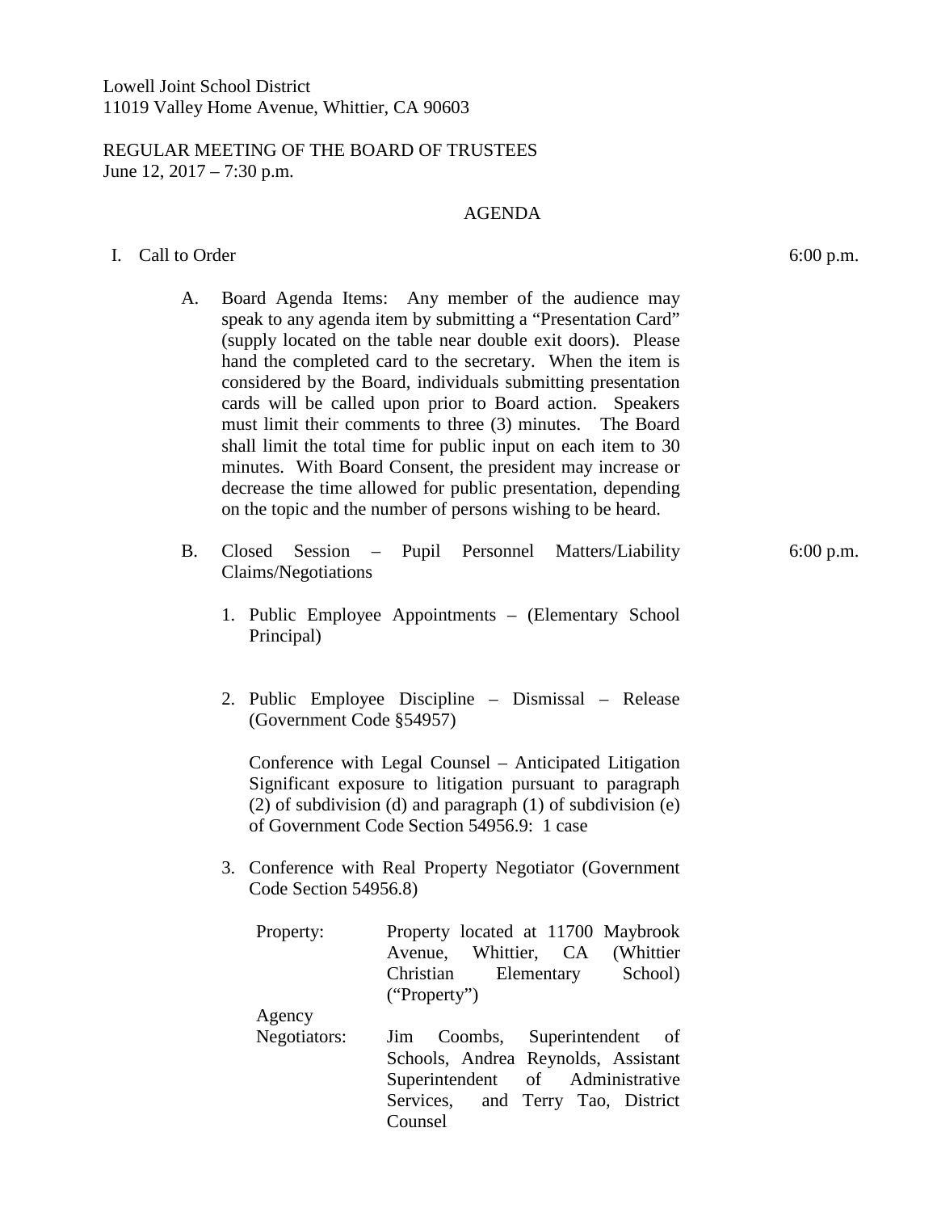Lowell Joint School District
11019 Valley Home Avenue, Whittier, CA 90603

REGULAR MEETING OF THE BOARD OF TRUSTEES
June 12, 2017 – 7:30 p.m.

AGENDA

I. Call to Order — 6:00 p.m.

A. Board Agenda Items: Any member of the audience may speak to any agenda item by submitting a "Presentation Card" (supply located on the table near double exit doors). Please hand the completed card to the secretary. When the item is considered by the Board, individuals submitting presentation cards will be called upon prior to Board action. Speakers must limit their comments to three (3) minutes. The Board shall limit the total time for public input on each item to 30 minutes. With Board Consent, the president may increase or decrease the time allowed for public presentation, depending on the topic and the number of persons wishing to be heard.

B. Closed Session – Pupil Personnel Matters/Liability Claims/Negotiations — 6:00 p.m.

1. Public Employee Appointments – (Elementary School Principal)

2. Public Employee Discipline – Dismissal – Release (Government Code §54957)

   Conference with Legal Counsel – Anticipated Litigation Significant exposure to litigation pursuant to paragraph (2) of subdivision (d) and paragraph (1) of subdivision (e) of Government Code Section 54956.9: 1 case

3. Conference with Real Property Negotiator (Government Code Section 54956.8)

   Property: Property located at 11700 Maybrook Avenue, Whittier, CA (Whittier Christian Elementary School) ("Property")

   Agency Negotiators: Jim Coombs, Superintendent of Schools, Andrea Reynolds, Assistant Superintendent of Administrative Services, and Terry Tao, District Counsel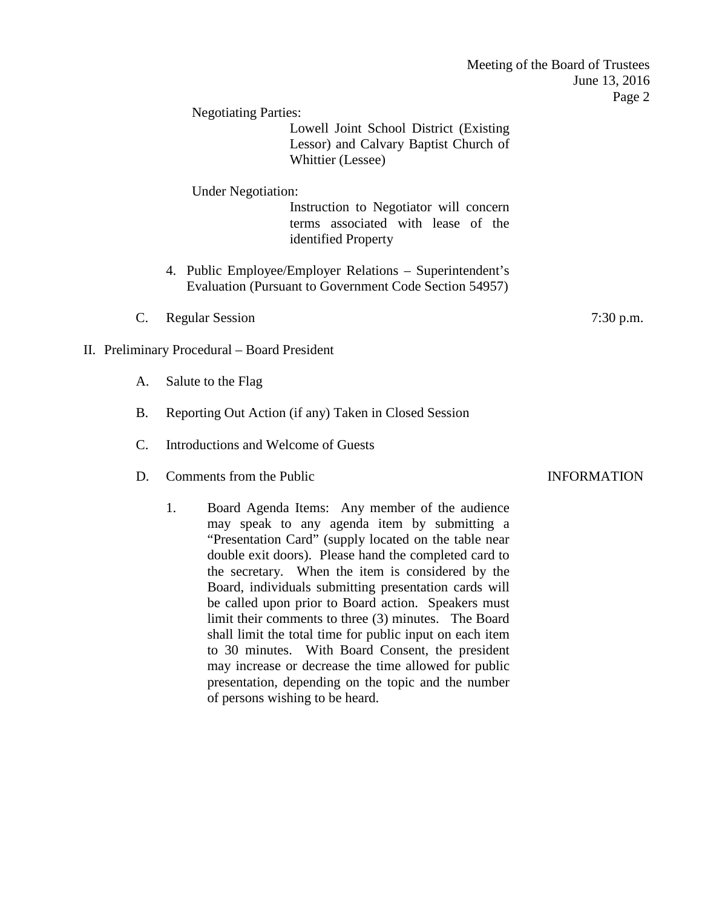Negotiating Parties:

Lowell Joint School District (Existing Lessor) and Calvary Baptist Church of Whittier (Lessee)

Under Negotiation:

Instruction to Negotiator will concern terms associated with lease of the identified Property

4. Public Employee/Employer Relations – Superintendent's Evaluation (Pursuant to Government Code Section 54957)

C. Regular Session — 7:30 p.m.

II. Preliminary Procedural – Board President

A. Salute to the Flag

B. Reporting Out Action (if any) Taken in Closed Session

C. Introductions and Welcome of Guests

D. Comments from the Public — INFORMATION

1. Board Agenda Items: Any member of the audience may speak to any agenda item by submitting a "Presentation Card" (supply located on the table near double exit doors). Please hand the completed card to the secretary. When the item is considered by the Board, individuals submitting presentation cards will be called upon prior to Board action. Speakers must limit their comments to three (3) minutes. The Board shall limit the total time for public input on each item to 30 minutes. With Board Consent, the president may increase or decrease the time allowed for public presentation, depending on the topic and the number of persons wishing to be heard.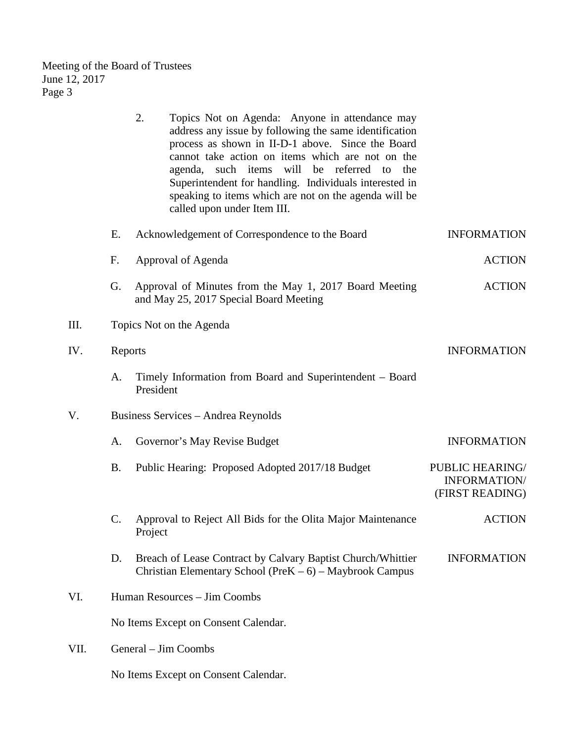2. Topics Not on Agenda: Anyone in attendance may address any issue by following the same identification process as shown in II-D-1 above. Since the Board cannot take action on items which are not on the agenda, such items will be referred to the Superintendent for handling. Individuals interested in speaking to items which are not on the agenda will be called upon under Item III.

| | | |
|---|---|---|
| E. | Acknowledgement of Correspondence to the Board | INFORMATION |
| F. | Approval of Agenda | ACTION |
| G. | Approval of Minutes from the May 1, 2017 Board Meeting and May 25, 2017 Special Board Meeting | ACTION |

III. Topics Not on the Agenda

IV. Reports — INFORMATION

A. Timely Information from Board and Superintendent – Board President

V. Business Services – Andrea Reynolds

| | | |
|---|---|---|
| A. | Governor's May Revise Budget | INFORMATION |
| B. | Public Hearing: Proposed Adopted 2017/18 Budget | PUBLIC HEARING/ INFORMATION/ (FIRST READING) |
| C. | Approval to Reject All Bids for the Olita Major Maintenance Project | ACTION |
| D. | Breach of Lease Contract by Calvary Baptist Church/Whittier Christian Elementary School (PreK – 6) – Maybrook Campus | INFORMATION |

VI. Human Resources – Jim Coombs

No Items Except on Consent Calendar.

VII. General – Jim Coombs

No Items Except on Consent Calendar.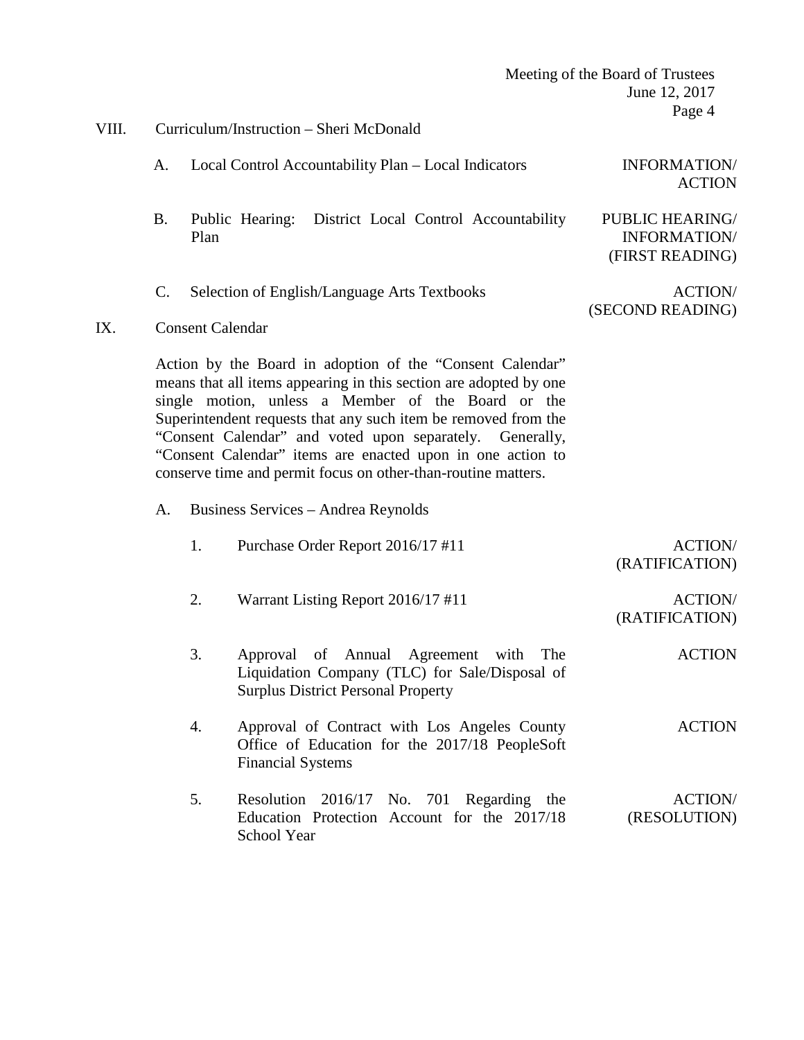## VIII. Curriculum/Instruction – Sheri McDonald

| | | |
|---|---|---|
| A. | Local Control Accountability Plan – Local Indicators | INFORMATION/ ACTION |
| B. | Public Hearing: District Local Control Accountability Plan | PUBLIC HEARING/ INFORMATION/ (FIRST READING) |
| C. | Selection of English/Language Arts Textbooks | ACTION/ (SECOND READING) |

## IX. Consent Calendar

Action by the Board in adoption of the "Consent Calendar" means that all items appearing in this section are adopted by one single motion, unless a Member of the Board or the Superintendent requests that any such item be removed from the "Consent Calendar" and voted upon separately. Generally, "Consent Calendar" items are enacted upon in one action to conserve time and permit focus on other-than-routine matters.

### A. Business Services – Andrea Reynolds

| | | |
|---|---|---|
| 1. | Purchase Order Report 2016/17 #11 | ACTION/ (RATIFICATION) |
| 2. | Warrant Listing Report 2016/17 #11 | ACTION/ (RATIFICATION) |
| 3. | Approval of Annual Agreement with The Liquidation Company (TLC) for Sale/Disposal of Surplus District Personal Property | ACTION |
| 4. | Approval of Contract with Los Angeles County Office of Education for the 2017/18 PeopleSoft Financial Systems | ACTION |
| 5. | Resolution 2016/17 No. 701 Regarding the Education Protection Account for the 2017/18 School Year | ACTION/ (RESOLUTION) |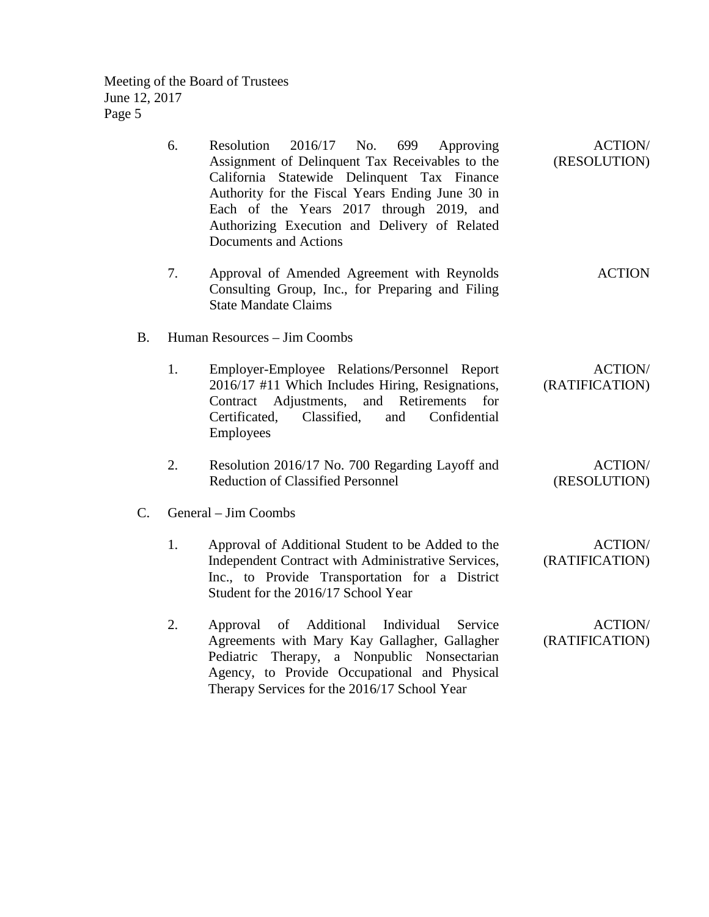6. Resolution 2016/17 No. 699 Approving Assignment of Delinquent Tax Receivables to the California Statewide Delinquent Tax Finance Authority for the Fiscal Years Ending June 30 in Each of the Years 2017 through 2019, and Authorizing Execution and Delivery of Related Documents and Actions — ACTION/ (RESOLUTION)

7. Approval of Amended Agreement with Reynolds Consulting Group, Inc., for Preparing and Filing State Mandate Claims — ACTION

B. Human Resources – Jim Coombs

1. Employer-Employee Relations/Personnel Report 2016/17 #11 Which Includes Hiring, Resignations, Contract Adjustments, and Retirements for Certificated, Classified, and Confidential Employees — ACTION/ (RATIFICATION)

2. Resolution 2016/17 No. 700 Regarding Layoff and Reduction of Classified Personnel — ACTION/ (RESOLUTION)

C. General – Jim Coombs

1. Approval of Additional Student to be Added to the Independent Contract with Administrative Services, Inc., to Provide Transportation for a District Student for the 2016/17 School Year — ACTION/ (RATIFICATION)

2. Approval of Additional Individual Service Agreements with Mary Kay Gallagher, Gallagher Pediatric Therapy, a Nonpublic Nonsectarian Agency, to Provide Occupational and Physical Therapy Services for the 2016/17 School Year — ACTION/ (RATIFICATION)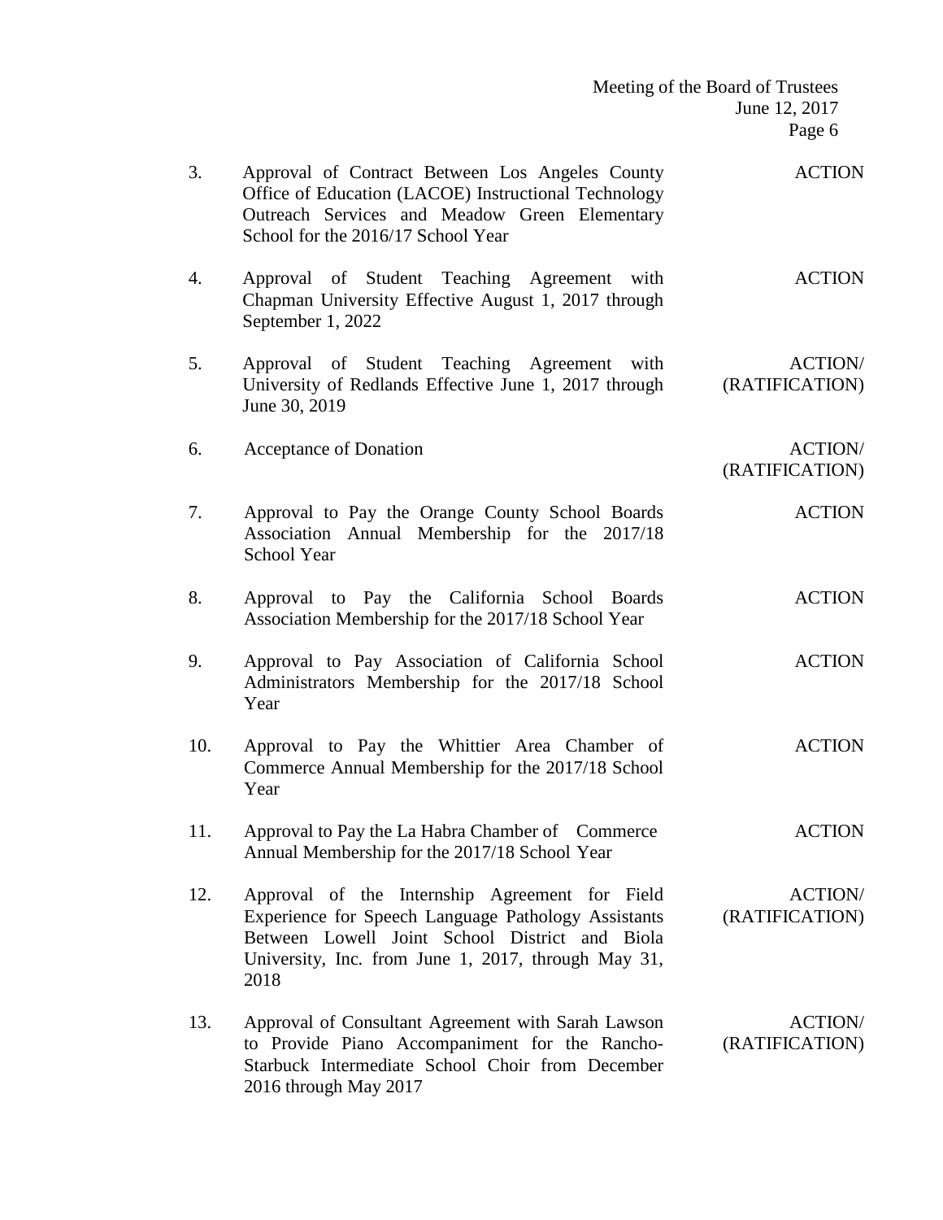3. Approval of Contract Between Los Angeles County Office of Education (LACOE) Instructional Technology Outreach Services and Meadow Green Elementary School for the 2016/17 School Year — ACTION

4. Approval of Student Teaching Agreement with Chapman University Effective August 1, 2017 through September 1, 2022 — ACTION

5. Approval of Student Teaching Agreement with University of Redlands Effective June 1, 2017 through June 30, 2019 — ACTION/ (RATIFICATION)

6. Acceptance of Donation — ACTION/ (RATIFICATION)

7. Approval to Pay the Orange County School Boards Association Annual Membership for the 2017/18 School Year — ACTION

8. Approval to Pay the California School Boards Association Membership for the 2017/18 School Year — ACTION

9. Approval to Pay Association of California School Administrators Membership for the 2017/18 School Year — ACTION

10. Approval to Pay the Whittier Area Chamber of Commerce Annual Membership for the 2017/18 School Year — ACTION

11. Approval to Pay the La Habra Chamber of Commerce Annual Membership for the 2017/18 School Year — ACTION

12. Approval of the Internship Agreement for Field Experience for Speech Language Pathology Assistants Between Lowell Joint School District and Biola University, Inc. from June 1, 2017, through May 31, 2018 — ACTION/ (RATIFICATION)

13. Approval of Consultant Agreement with Sarah Lawson to Provide Piano Accompaniment for the Rancho-Starbuck Intermediate School Choir from December 2016 through May 2017 — ACTION/ (RATIFICATION)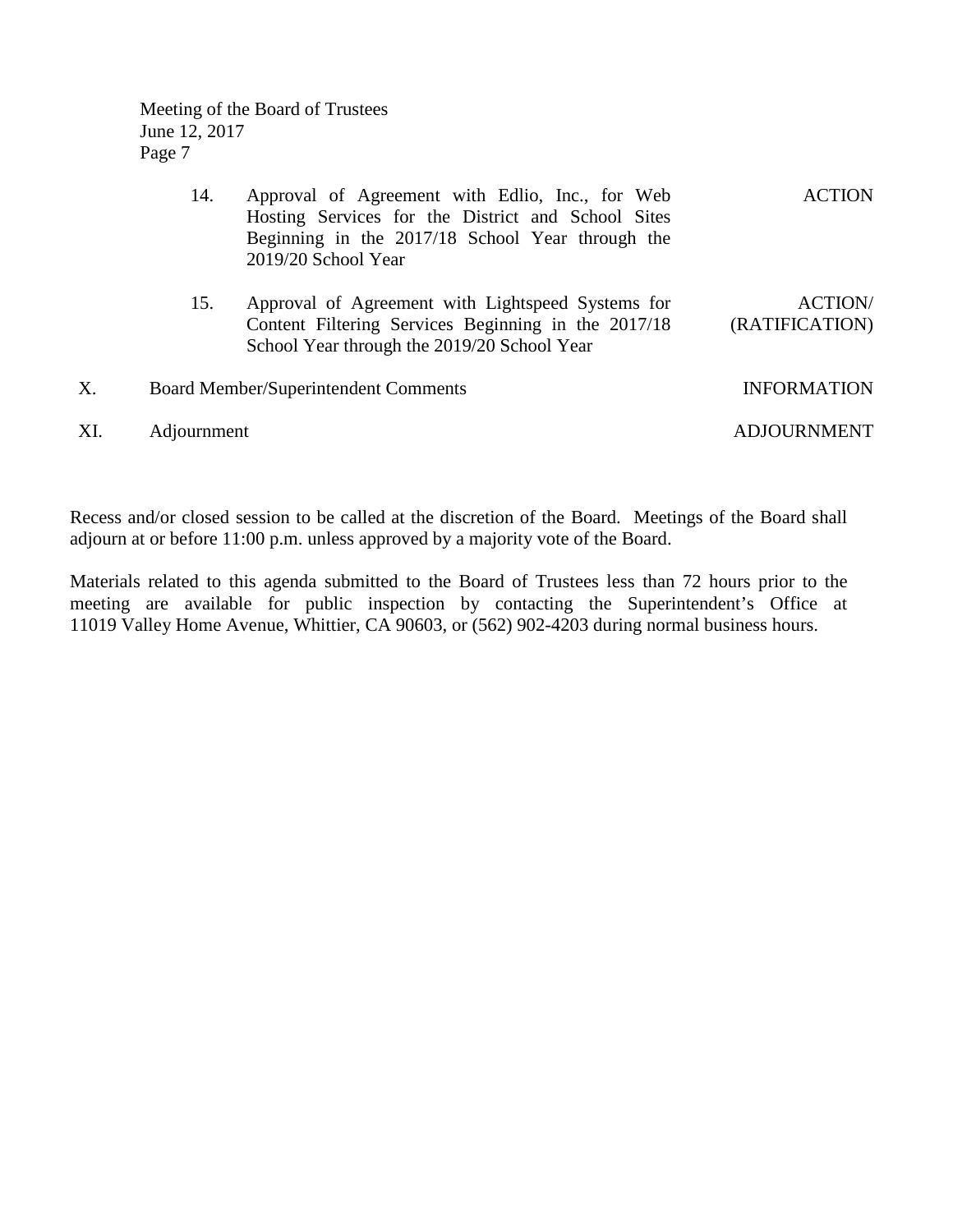| | | |
|---|---|---|
| 14. | Approval of Agreement with Edlio, Inc., for Web Hosting Services for the District and School Sites Beginning in the 2017/18 School Year through the 2019/20 School Year | ACTION |
| 15. | Approval of Agreement with Lightspeed Systems for Content Filtering Services Beginning in the 2017/18 School Year through the 2019/20 School Year | ACTION/ (RATIFICATION) |
| X. | Board Member/Superintendent Comments | INFORMATION |
| XI. | Adjournment | ADJOURNMENT |

Recess and/or closed session to be called at the discretion of the Board. Meetings of the Board shall adjourn at or before 11:00 p.m. unless approved by a majority vote of the Board.

Materials related to this agenda submitted to the Board of Trustees less than 72 hours prior to the meeting are available for public inspection by contacting the Superintendent's Office at 11019 Valley Home Avenue, Whittier, CA 90603, or (562) 902-4203 during normal business hours.